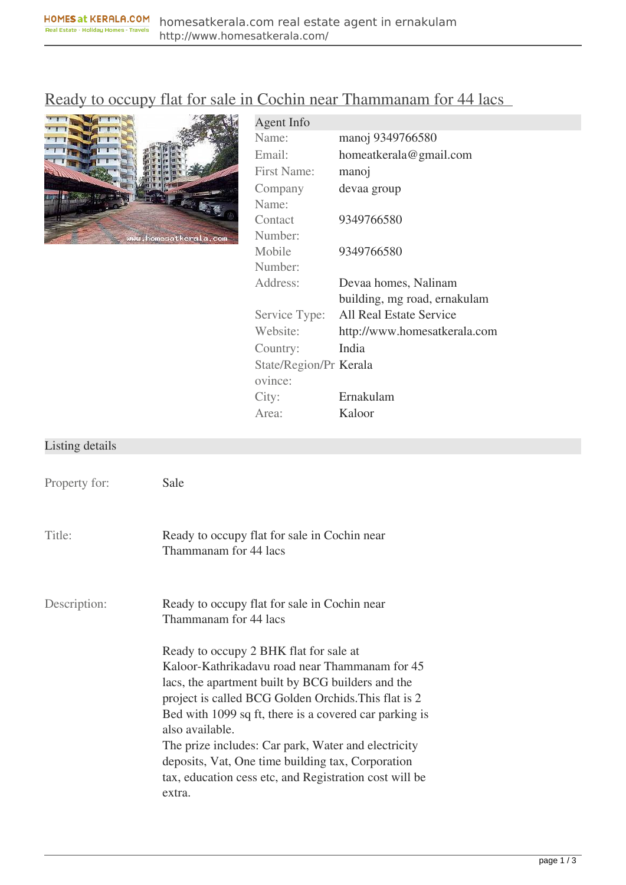# Ready to occupy flat for sale in Cochin near Thammanam for 44 lacs

| Agent Info | |
|---|---|
| Name: | manoj 9349766580 |
| Email: | homeatkerala@gmail.com |
| First Name: | manoj |
| Company Name: | devaa group |
| Contact Number: | 9349766580 |
| Mobile Number: | 9349766580 |
| Address: | Devaa homes, Nalinam building, mg road, ernakulam |
| Service Type: | All Real Estate Service |
| Website: | http://www.homesatkerala.com |
| Country: | India |
| State/Region/Province: | Kerala |
| City: | Ernakulam |
| Area: | Kaloor |

## Listing details

| | |
|---|---|
| Property for: | Sale |
| Title: | Ready to occupy flat for sale in Cochin near Thammanam for 44 lacs |

Description:

Ready to occupy flat for sale in Cochin near Thammanam for 44 lacs

Ready to occupy 2 BHK flat for sale at Kaloor-Kathrikadavu road near Thammanam for 45 lacs, the apartment built by BCG builders and the project is called BCG Golden Orchids.This flat is 2 Bed with 1099 sq ft, there is a covered car parking is also available.
The prize includes: Car park, Water and electricity deposits, Vat, One time building tax, Corporation tax, education cess etc, and Registration cost will be extra.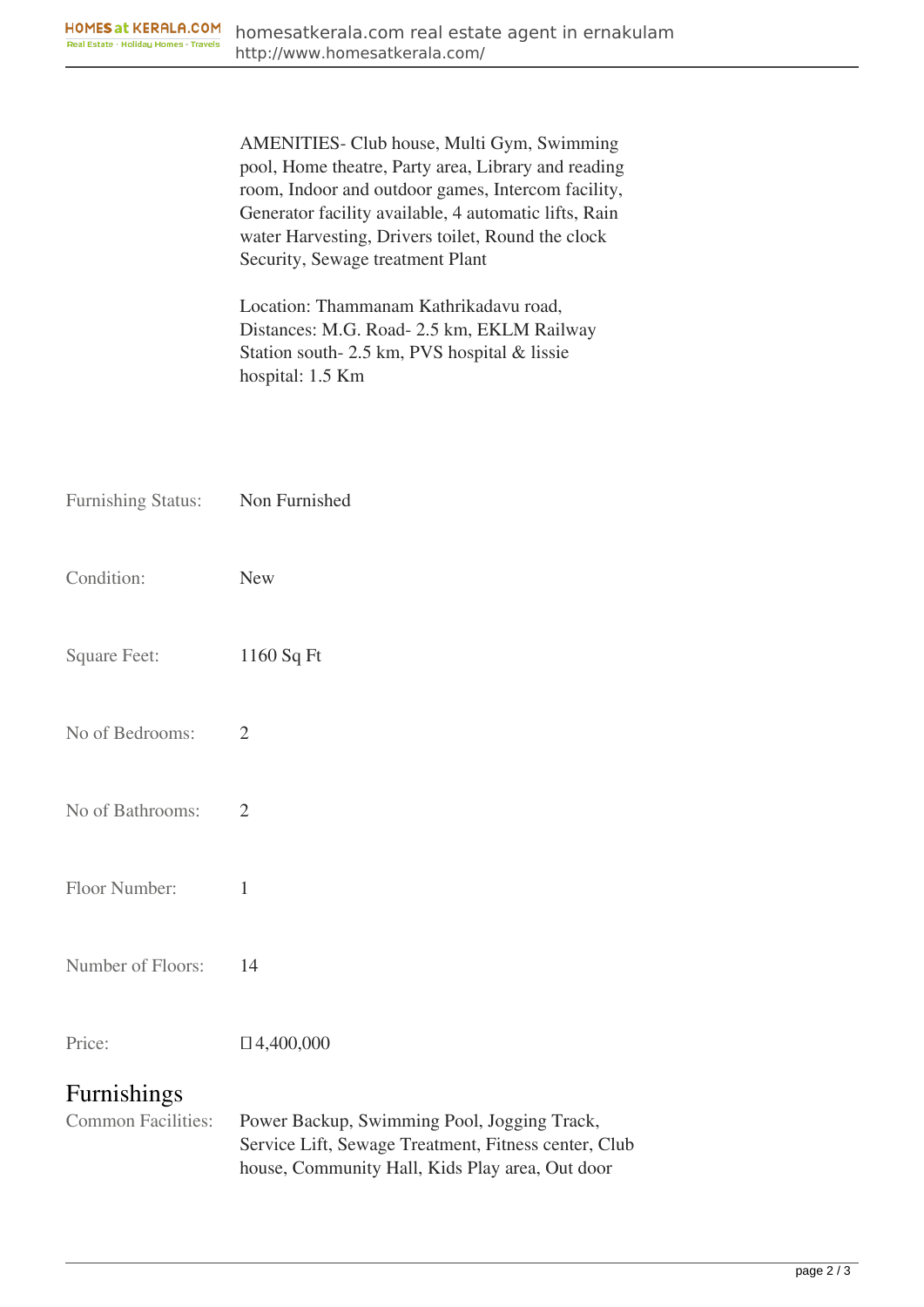AMENITIES- Club house, Multi Gym, Swimming pool, Home theatre, Party area, Library and reading room, Indoor and outdoor games, Intercom facility, Generator facility available, 4 automatic lifts, Rain water Harvesting, Drivers toilet, Round the clock Security, Sewage treatment Plant

Location: Thammanam Kathrikadavu road, Distances: M.G. Road- 2.5 km, EKLM Railway Station south- 2.5 km, PVS hospital & lissie hospital: 1.5 Km

| | |
|---|---|
| Furnishing Status: | Non Furnished |
| Condition: | New |
| Square Feet: | 1160 Sq Ft |
| No of Bedrooms: | 2 |
| No of Bathrooms: | 2 |
| Floor Number: | 1 |
| Number of Floors: | 14 |
| Price: | 4,400,000 |

## Furnishings

| | |
|---|---|
| Common Facilities: | Power Backup, Swimming Pool, Jogging Track, Service Lift, Sewage Treatment, Fitness center, Club house, Community Hall, Kids Play area, Out door |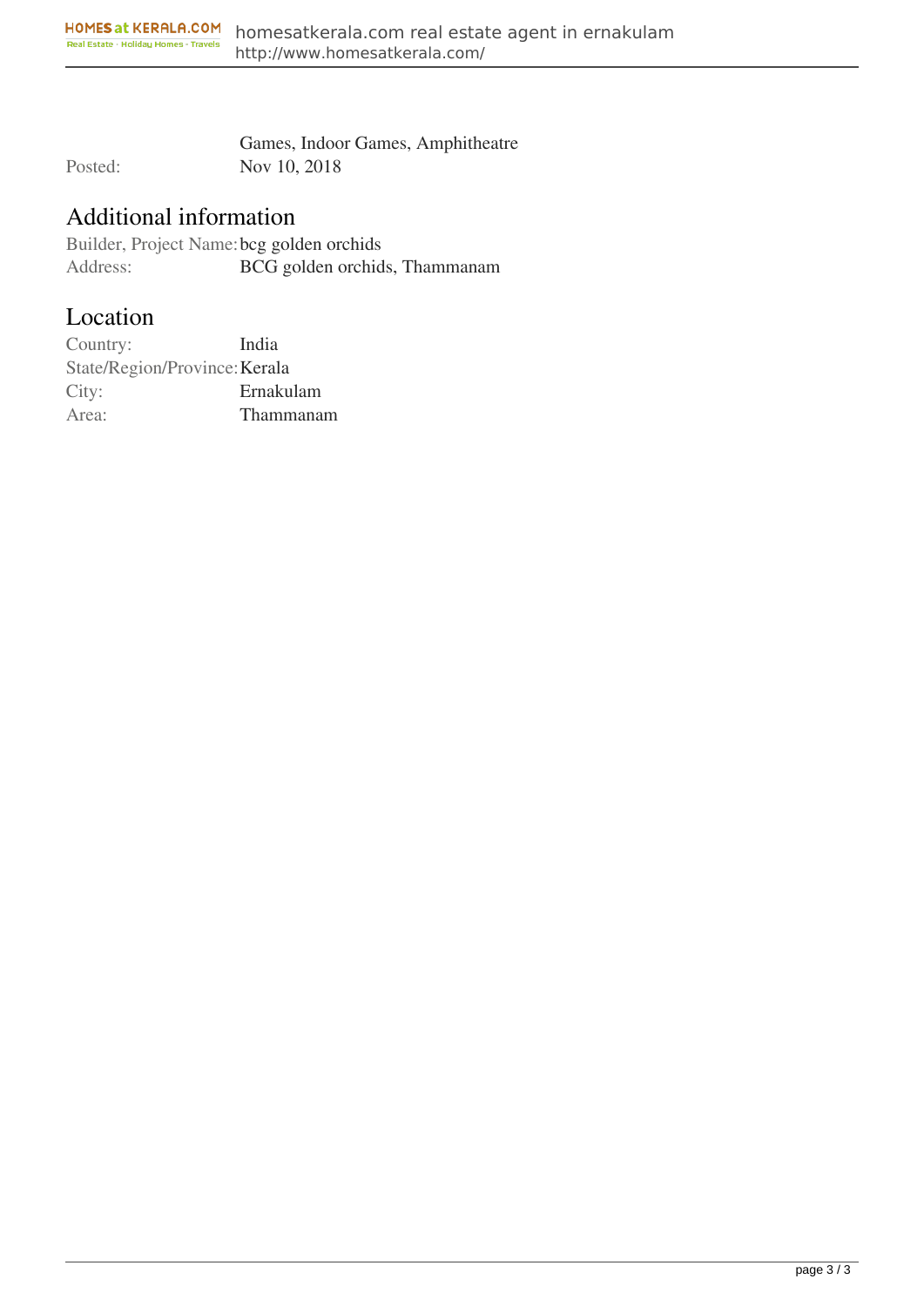| | |
|---|---|
| | Games, Indoor Games, Amphitheatre |
| Posted: | Nov 10, 2018 |

## Additional information

| | |
|---|---|
| Builder, Project Name: | bcg golden orchids |
| Address: | BCG golden orchids, Thammanam |

## Location

| | |
|---|---|
| Country: | India |
| State/Region/Province: | Kerala |
| City: | Ernakulam |
| Area: | Thammanam |